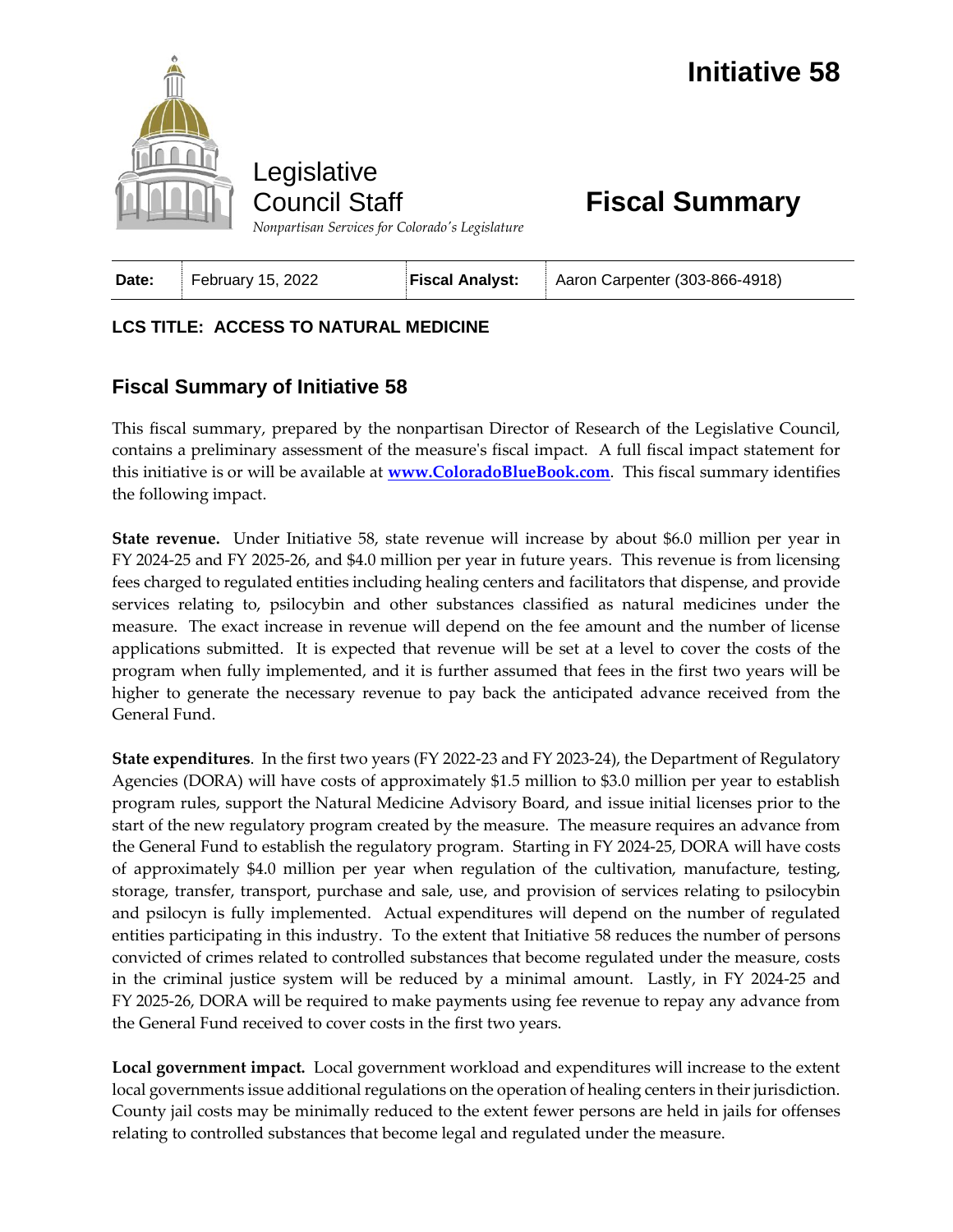# Initiative 58

Legislative Council Staff

*Nonpartisan Services for Colorado's Legislature*

## Fiscal Summary

| Date: | February 15, 2022 | Fiscal Analyst: | Aaron Carpenter (303-866-4918) |
|---|---|---|---|

**LCS TITLE: ACCESS TO NATURAL MEDICINE**

## Fiscal Summary of Initiative 58

This fiscal summary, prepared by the nonpartisan Director of Research of the Legislative Council, contains a preliminary assessment of the measure's fiscal impact. A full fiscal impact statement for this initiative is or will be available at **www.ColoradoBlueBook.com**. This fiscal summary identifies the following impact.

**State revenue.** Under Initiative 58, state revenue will increase by about $6.0 million per year in FY 2024-25 and FY 2025-26, and $4.0 million per year in future years. This revenue is from licensing fees charged to regulated entities including healing centers and facilitators that dispense, and provide services relating to, psilocybin and other substances classified as natural medicines under the measure. The exact increase in revenue will depend on the fee amount and the number of license applications submitted. It is expected that revenue will be set at a level to cover the costs of the program when fully implemented, and it is further assumed that fees in the first two years will be higher to generate the necessary revenue to pay back the anticipated advance received from the General Fund.

**State expenditures**. In the first two years (FY 2022-23 and FY 2023-24), the Department of Regulatory Agencies (DORA) will have costs of approximately $1.5 million to $3.0 million per year to establish program rules, support the Natural Medicine Advisory Board, and issue initial licenses prior to the start of the new regulatory program created by the measure. The measure requires an advance from the General Fund to establish the regulatory program. Starting in FY 2024-25, DORA will have costs of approximately $4.0 million per year when regulation of the cultivation, manufacture, testing, storage, transfer, transport, purchase and sale, use, and provision of services relating to psilocybin and psilocyn is fully implemented. Actual expenditures will depend on the number of regulated entities participating in this industry. To the extent that Initiative 58 reduces the number of persons convicted of crimes related to controlled substances that become regulated under the measure, costs in the criminal justice system will be reduced by a minimal amount. Lastly, in FY 2024-25 and FY 2025-26, DORA will be required to make payments using fee revenue to repay any advance from the General Fund received to cover costs in the first two years.

**Local government impact.** Local government workload and expenditures will increase to the extent local governments issue additional regulations on the operation of healing centers in their jurisdiction. County jail costs may be minimally reduced to the extent fewer persons are held in jails for offenses relating to controlled substances that become legal and regulated under the measure.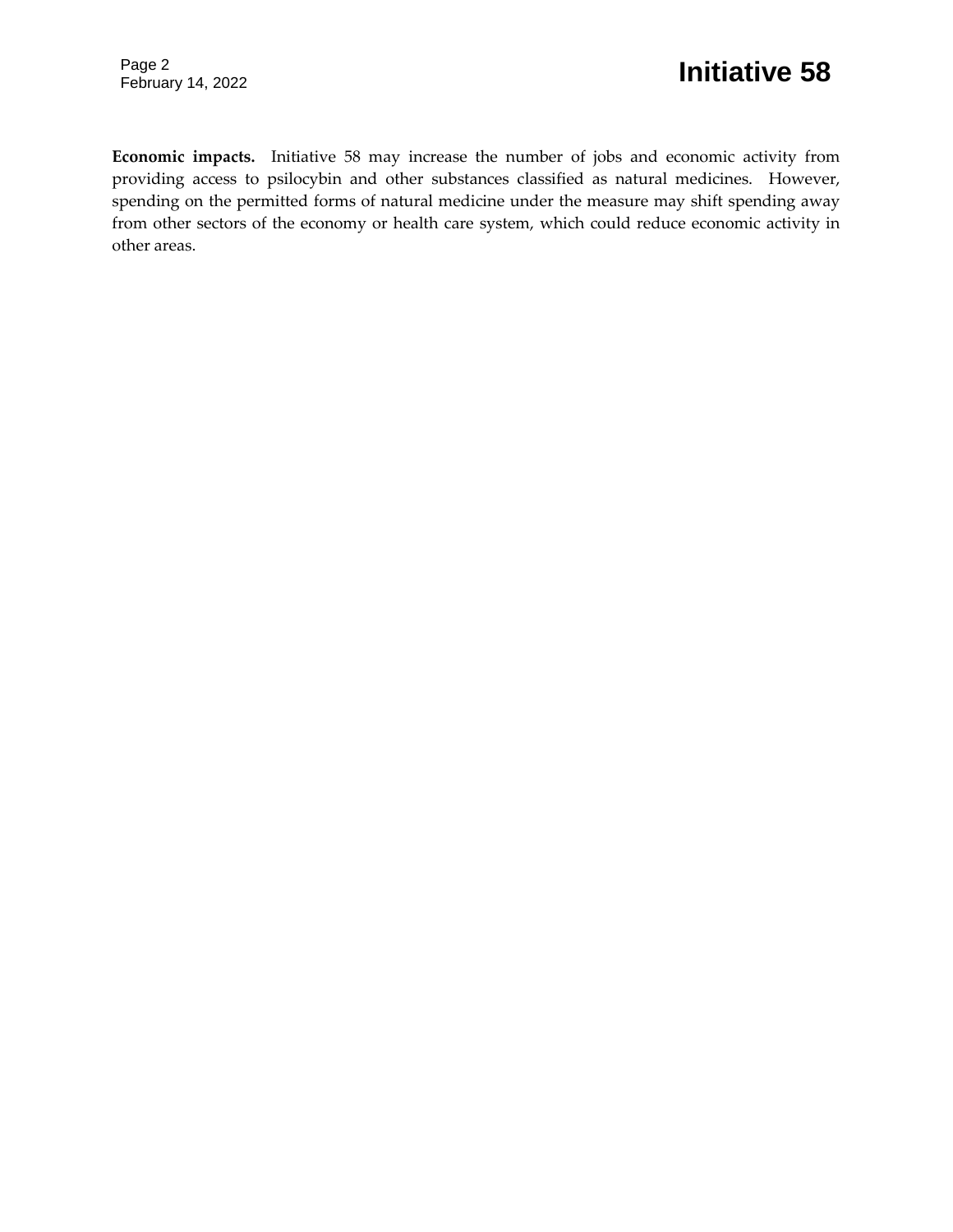**Economic impacts.** Initiative 58 may increase the number of jobs and economic activity from providing access to psilocybin and other substances classified as natural medicines. However, spending on the permitted forms of natural medicine under the measure may shift spending away from other sectors of the economy or health care system, which could reduce economic activity in other areas.